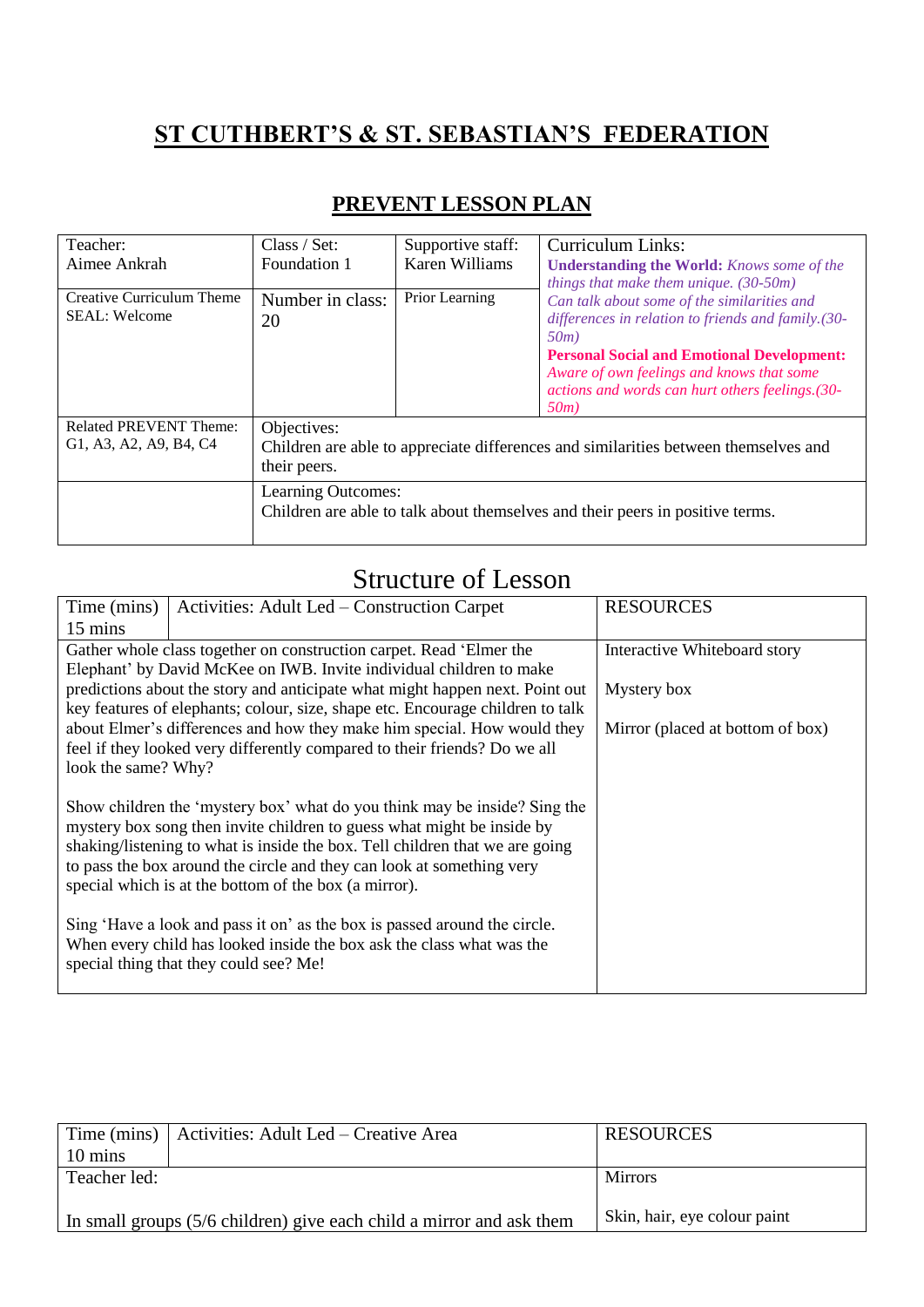# ST CUTHBERT'S & ST. SEBASTIAN'S FEDERATION

## PREVENT LESSON PLAN

| Teacher: Aimee Ankrah | Class / Set: Foundation 1 | Supportive staff: Karen Williams | Curriculum Links: **Understanding the World:** *Knows some of the things that make them unique. (30-50m) Can talk about some of the similarities and differences in relation to friends and family.(30-50m)* **Personal Social and Emotional Development:** *Aware of own feelings and knows that some actions and words can hurt others feelings.(30-50m)* |
|---|---|---|---|
| Creative Curriculum Theme SEAL: Welcome | Number in class: 20 | Prior Learning | |
| Related PREVENT Theme: G1, A3, A2, A9, B4, C4 | Objectives: Children are able to appreciate differences and similarities between themselves and their peers. | | |
| | Learning Outcomes: Children are able to talk about themselves and their peers in positive terms. | | |

# Structure of Lesson

| Time (mins) 15 mins | Activities: Adult Led – Construction Carpet | RESOURCES |
|---|---|---|
| Gather whole class together on construction carpet. Read 'Elmer the Elephant' by David McKee on IWB. Invite individual children to make predictions about the story and anticipate what might happen next. Point out key features of elephants; colour, size, shape etc. Encourage children to talk about Elmer's differences and how they make him special. How would they feel if they looked very differently compared to their friends? Do we all look the same? Why?<br><br>Show children the 'mystery box' what do you think may be inside? Sing the mystery box song then invite children to guess what might be inside by shaking/listening to what is inside the box. Tell children that we are going to pass the box around the circle and they can look at something very special which is at the bottom of the box (a mirror).<br><br>Sing 'Have a look and pass it on' as the box is passed around the circle. When every child has looked inside the box ask the class what was the special thing that they could see? Me! | | Interactive Whiteboard story<br><br>Mystery box<br><br>Mirror (placed at bottom of box) |

| Time (mins) 10 mins | Activities: Adult Led – Creative Area | RESOURCES |
|---|---|---|
| Teacher led:<br><br>In small groups (5/6 children) give each child a mirror and ask them | | Mirrors<br><br>Skin, hair, eye colour paint |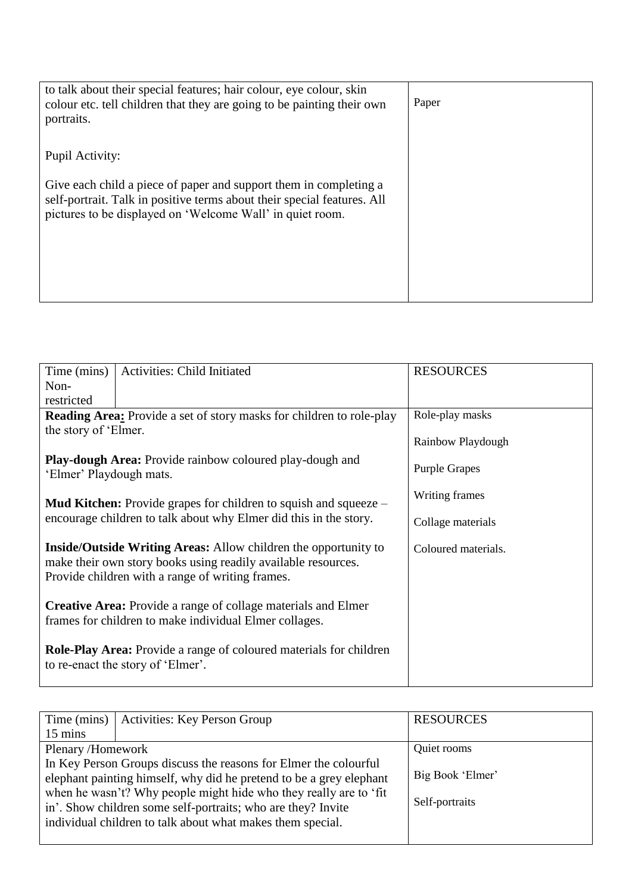| | |
|---|---|
| to talk about their special features; hair colour, eye colour, skin colour etc. tell children that they are going to be painting their own portraits.<br><br>Pupil Activity:<br><br>Give each child a piece of paper and support them in completing a self-portrait. Talk in positive terms about their special features. All pictures to be displayed on 'Welcome Wall' in quiet room. | Paper |

| Time (mins) Non-restricted | Activities: Child Initiated | RESOURCES |
|---|---|---|
| **Reading Area:** Provide a set of story masks for children to role-play the story of 'Elmer.<br><br>**Play-dough Area:** Provide rainbow coloured play-dough and 'Elmer' Playdough mats.<br><br>**Mud Kitchen:** Provide grapes for children to squish and squeeze – encourage children to talk about why Elmer did this in the story.<br><br>**Inside/Outside Writing Areas:** Allow children the opportunity to make their own story books using readily available resources. Provide children with a range of writing frames.<br><br>**Creative Area:** Provide a range of collage materials and Elmer frames for children to make individual Elmer collages.<br><br>**Role-Play Area:** Provide a range of coloured materials for children to re-enact the story of 'Elmer'. | | Role-play masks<br><br>Rainbow Playdough<br><br>Purple Grapes<br><br>Writing frames<br><br>Collage materials<br><br>Coloured materials. |

| Time (mins) 15 mins | Activities: Key Person Group | RESOURCES |
|---|---|---|
| Plenary /Homework<br>In Key Person Groups discuss the reasons for Elmer the colourful elephant painting himself, why did he pretend to be a grey elephant when he wasn't? Why people might hide who they really are to 'fit in'. Show children some self-portraits; who are they? Invite individual children to talk about what makes them special. | | Quiet rooms<br><br>Big Book 'Elmer'<br><br>Self-portraits |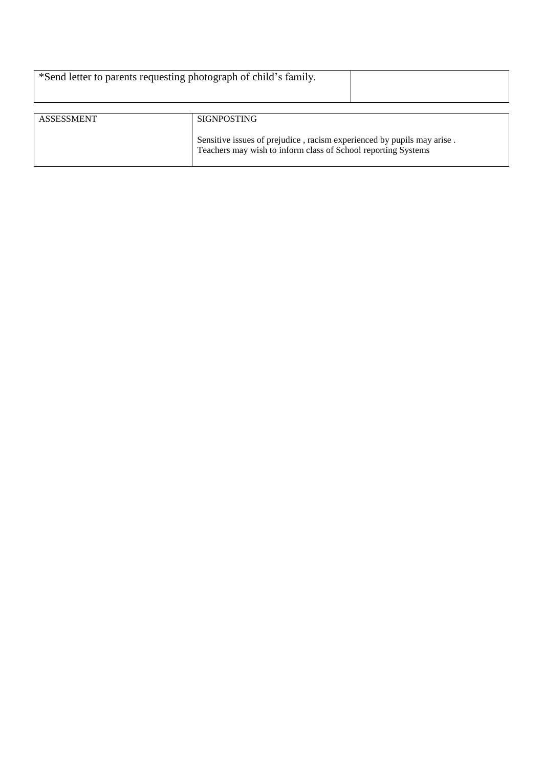| | |
|---|---|
| *Send letter to parents requesting photograph of child’s family. | |

| ASSESSMENT | SIGNPOSTING |
|---|---|
| | Sensitive issues of prejudice , racism experienced by pupils may arise . Teachers may wish to inform class of School reporting Systems |